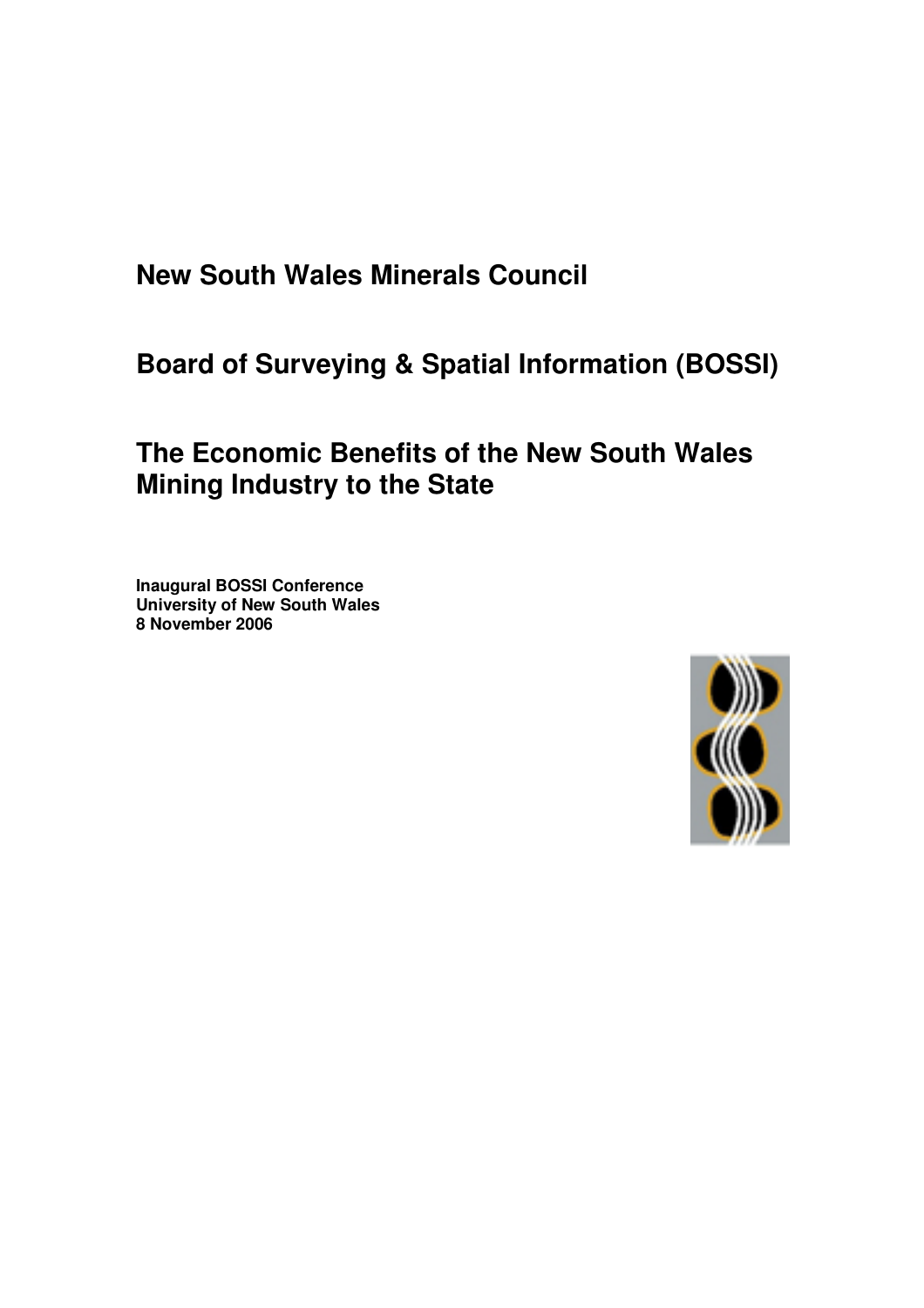# New South Wales Minerals Council

## Board of Surveying & Spatial Information (BOSSI)

## The Economic Benefits of the New South Wales Mining Industry to the State

**Inaugural BOSSI Conference**
**University of New South Wales**
**8 November 2006**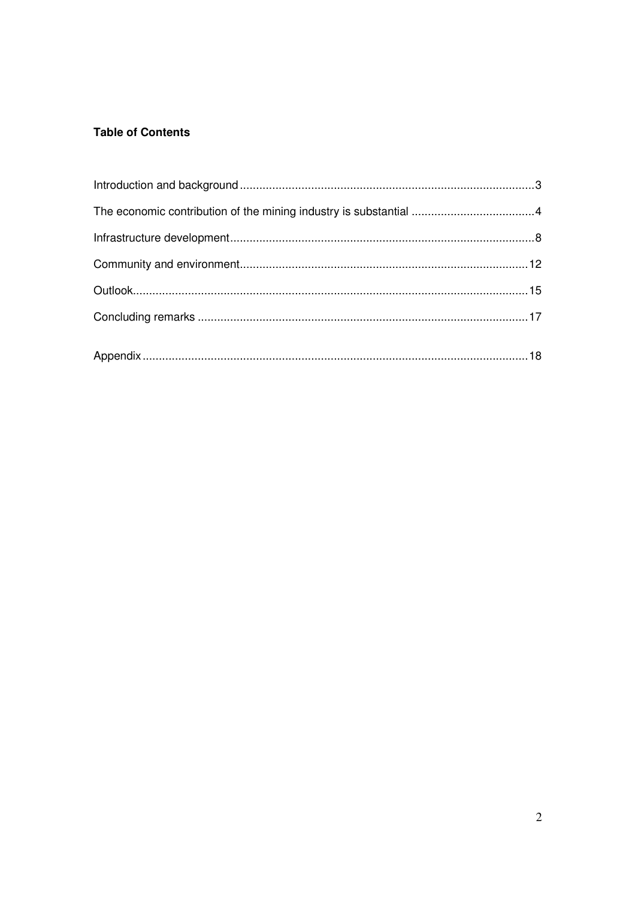**Table of Contents**

Introduction and background ........................................................................................3

The economic contribution of the mining industry is substantial ......................................4

Infrastructure development............................................................................................8

Community and environment........................................................................................12

Outlook.........................................................................................................................15

Concluding remarks .....................................................................................................17

Appendix......................................................................................................................18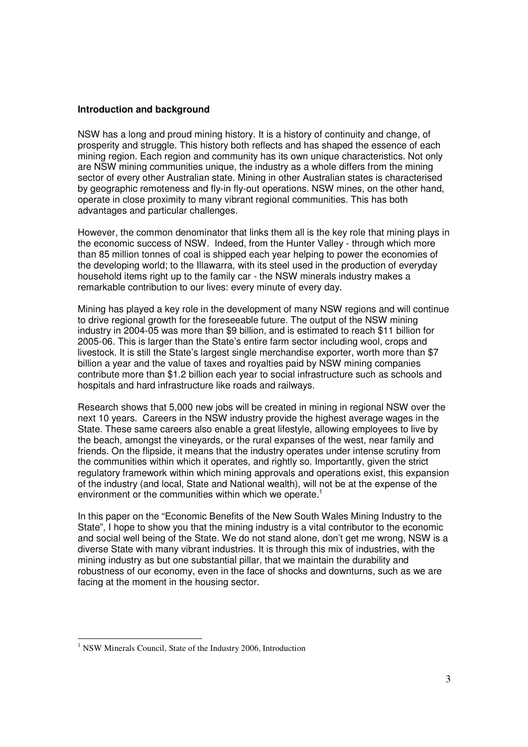**Introduction and background**

NSW has a long and proud mining history. It is a history of continuity and change, of prosperity and struggle. This history both reflects and has shaped the essence of each mining region. Each region and community has its own unique characteristics. Not only are NSW mining communities unique, the industry as a whole differs from the mining sector of every other Australian state. Mining in other Australian states is characterised by geographic remoteness and fly-in fly-out operations. NSW mines, on the other hand, operate in close proximity to many vibrant regional communities. This has both advantages and particular challenges.

However, the common denominator that links them all is the key role that mining plays in the economic success of NSW. Indeed, from the Hunter Valley - through which more than 85 million tonnes of coal is shipped each year helping to power the economies of the developing world; to the Illawarra, with its steel used in the production of everyday household items right up to the family car - the NSW minerals industry makes a remarkable contribution to our lives: every minute of every day.

Mining has played a key role in the development of many NSW regions and will continue to drive regional growth for the foreseeable future. The output of the NSW mining industry in 2004-05 was more than $9 billion, and is estimated to reach $11 billion for 2005-06. This is larger than the State's entire farm sector including wool, crops and livestock. It is still the State's largest single merchandise exporter, worth more than $7 billion a year and the value of taxes and royalties paid by NSW mining companies contribute more than $1.2 billion each year to social infrastructure such as schools and hospitals and hard infrastructure like roads and railways.

Research shows that 5,000 new jobs will be created in mining in regional NSW over the next 10 years. Careers in the NSW industry provide the highest average wages in the State. These same careers also enable a great lifestyle, allowing employees to live by the beach, amongst the vineyards, or the rural expanses of the west, near family and friends. On the flipside, it means that the industry operates under intense scrutiny from the communities within which it operates, and rightly so. Importantly, given the strict regulatory framework within which mining approvals and operations exist, this expansion of the industry (and local, State and National wealth), will not be at the expense of the environment or the communities within which we operate.[1]

In this paper on the "Economic Benefits of the New South Wales Mining Industry to the State", I hope to show you that the mining industry is a vital contributor to the economic and social well being of the State. We do not stand alone, don't get me wrong, NSW is a diverse State with many vibrant industries. It is through this mix of industries, with the mining industry as but one substantial pillar, that we maintain the durability and robustness of our economy, even in the face of shocks and downturns, such as we are facing at the moment in the housing sector.

---

[1] NSW Minerals Council, State of the Industry 2006, Introduction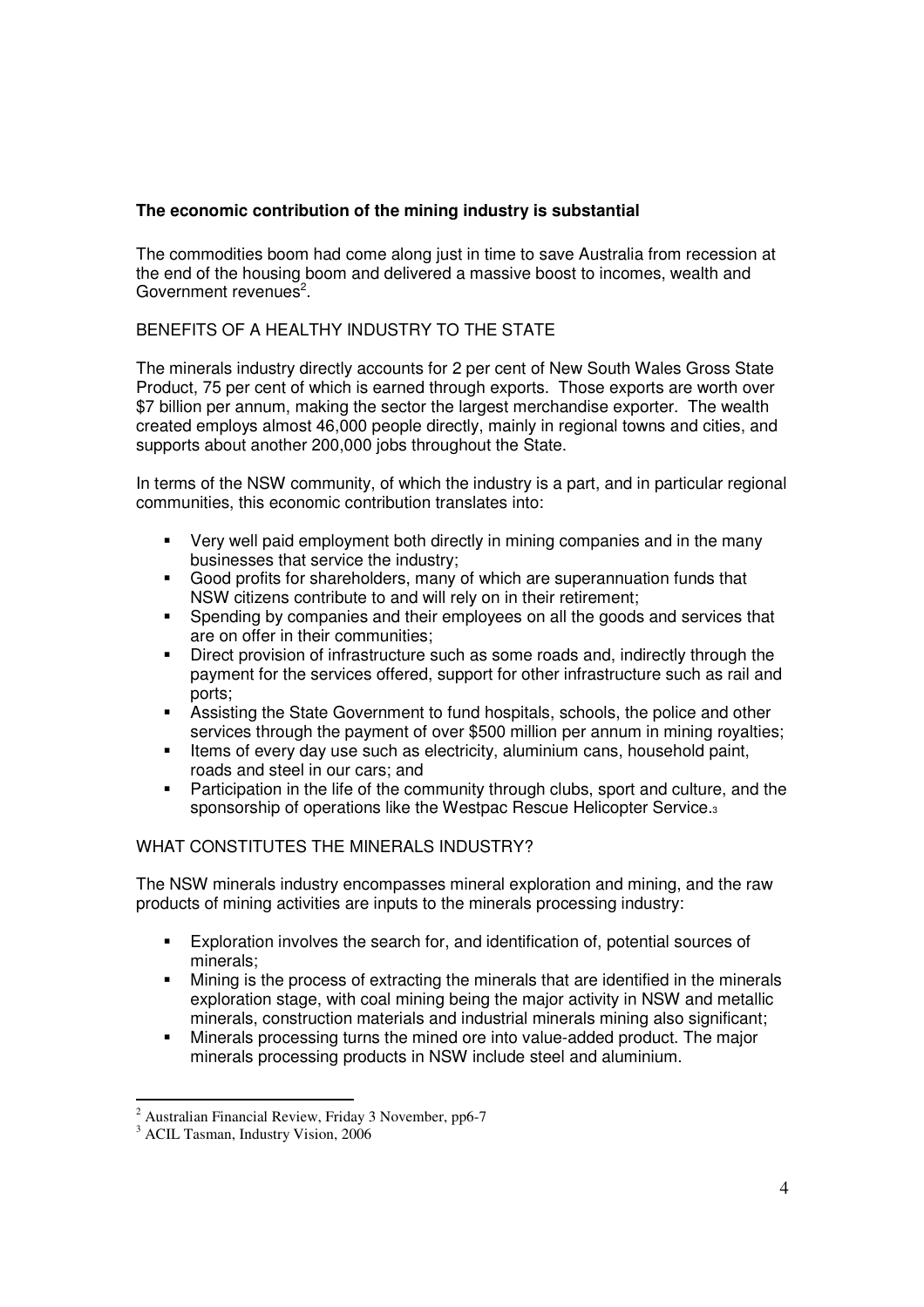**The economic contribution of the mining industry is substantial**

The commodities boom had come along just in time to save Australia from recession at the end of the housing boom and delivered a massive boost to incomes, wealth and Government revenues[2].

BENEFITS OF A HEALTHY INDUSTRY TO THE STATE

The minerals industry directly accounts for 2 per cent of New South Wales Gross State Product, 75 per cent of which is earned through exports. Those exports are worth over $7 billion per annum, making the sector the largest merchandise exporter. The wealth created employs almost 46,000 people directly, mainly in regional towns and cities, and supports about another 200,000 jobs throughout the State.

In terms of the NSW community, of which the industry is a part, and in particular regional communities, this economic contribution translates into:

- Very well paid employment both directly in mining companies and in the many businesses that service the industry;
- Good profits for shareholders, many of which are superannuation funds that NSW citizens contribute to and will rely on in their retirement;
- Spending by companies and their employees on all the goods and services that are on offer in their communities;
- Direct provision of infrastructure such as some roads and, indirectly through the payment for the services offered, support for other infrastructure such as rail and ports;
- Assisting the State Government to fund hospitals, schools, the police and other services through the payment of over $500 million per annum in mining royalties;
- Items of every day use such as electricity, aluminium cans, household paint, roads and steel in our cars; and
- Participation in the life of the community through clubs, sport and culture, and the sponsorship of operations like the Westpac Rescue Helicopter Service.[3]

WHAT CONSTITUTES THE MINERALS INDUSTRY?

The NSW minerals industry encompasses mineral exploration and mining, and the raw products of mining activities are inputs to the minerals processing industry:

- Exploration involves the search for, and identification of, potential sources of minerals;
- Mining is the process of extracting the minerals that are identified in the minerals exploration stage, with coal mining being the major activity in NSW and metallic minerals, construction materials and industrial minerals mining also significant;
- Minerals processing turns the mined ore into value-added product. The major minerals processing products in NSW include steel and aluminium.

---

[2] Australian Financial Review, Friday 3 November, pp6-7

[3] ACIL Tasman, Industry Vision, 2006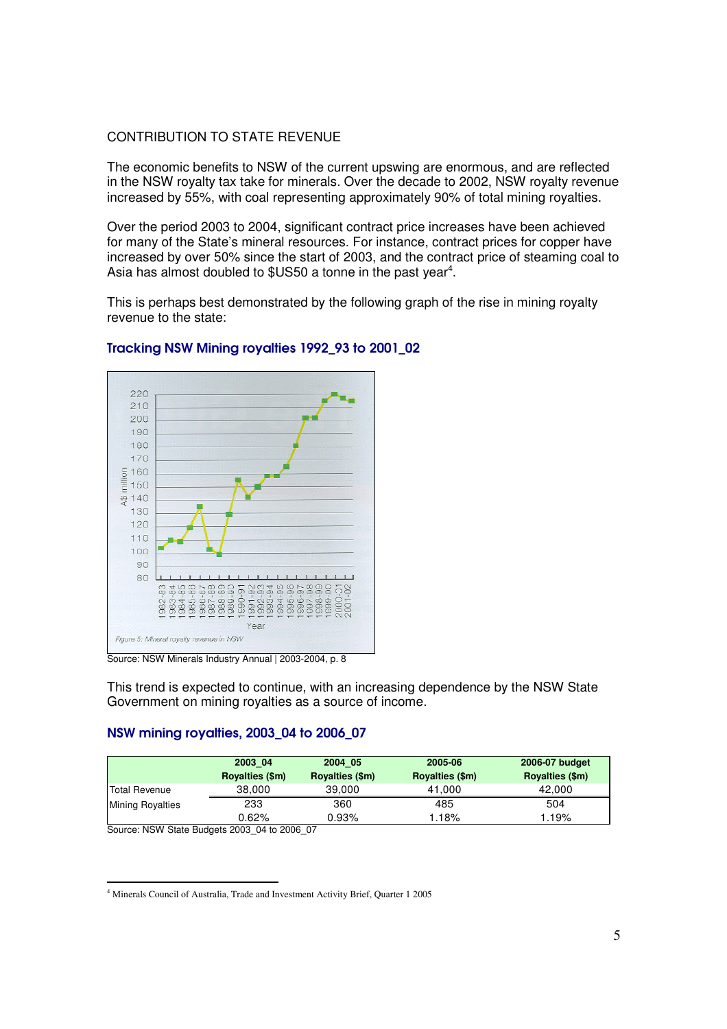CONTRIBUTION TO STATE REVENUE

The economic benefits to NSW of the current upswing are enormous, and are reflected in the NSW royalty tax take for minerals. Over the decade to 2002, NSW royalty revenue increased by 55%, with coal representing approximately 90% of total mining royalties.

Over the period 2003 to 2004, significant contract price increases have been achieved for many of the State's mineral resources. For instance, contract prices for copper have increased by over 50% since the start of 2003, and the contract price of steaming coal to Asia has almost doubled to $US50 a tonne in the past year[4].

This is perhaps best demonstrated by the following graph of the rise in mining royalty revenue to the state:

### Tracking NSW Mining royalties 1992_93 to 2001_02

*Figure 5: Mineral royalty revenue in NSW*

Source: NSW Minerals Industry Annual | 2003-2004, p. 8

This trend is expected to continue, with an increasing dependence by the NSW State Government on mining royalties as a source of income.

### NSW mining royalties, 2003_04 to 2006_07

| | 2003_04 Royalties ($m) | 2004_05 Royalties ($m) | 2005-06 Royalties ($m) | 2006-07 budget Royalties ($m) |
|---|---|---|---|---|
| Total Revenue | 38,000 | 39,000 | 41,000 | 42,000 |
| Mining Royalties | 233 | 360 | 485 | 504 |
| | 0.62% | 0.93% | 1.18% | 1.19% |

Source: NSW State Budgets 2003_04 to 2006_07

[4] Minerals Council of Australia, Trade and Investment Activity Brief, Quarter 1 2005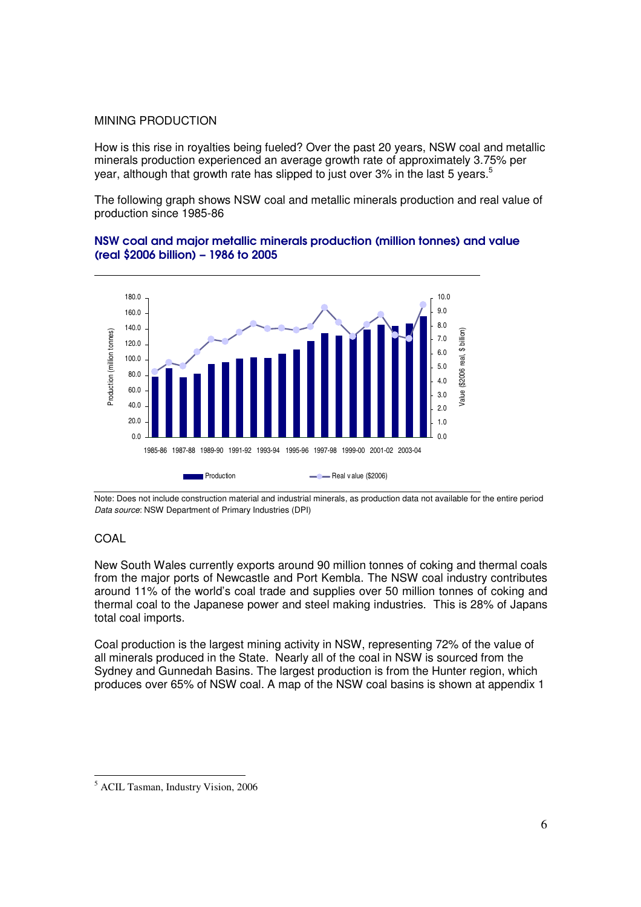## MINING PRODUCTION

How is this rise in royalties being fueled? Over the past 20 years, NSW coal and metallic minerals production experienced an average growth rate of approximately 3.75% per year, although that growth rate has slipped to just over 3% in the last 5 years.[5]

The following graph shows NSW coal and metallic minerals production and real value of production since 1985-86

**NSW coal and major metallic minerals production (million tonnes) and value (real $2006 billion) – 1986 to 2005**

Note: Does not include construction material and industrial minerals, as production data not available for the entire period
*Data source*: NSW Department of Primary Industries (DPI)

## COAL

New South Wales currently exports around 90 million tonnes of coking and thermal coals from the major ports of Newcastle and Port Kembla. The NSW coal industry contributes around 11% of the world's coal trade and supplies over 50 million tonnes of coking and thermal coal to the Japanese power and steel making industries. This is 28% of Japans total coal imports.

Coal production is the largest mining activity in NSW, representing 72% of the value of all minerals produced in the State. Nearly all of the coal in NSW is sourced from the Sydney and Gunnedah Basins. The largest production is from the Hunter region, which produces over 65% of NSW coal. A map of the NSW coal basins is shown at appendix 1

---

[5] ACIL Tasman, Industry Vision, 2006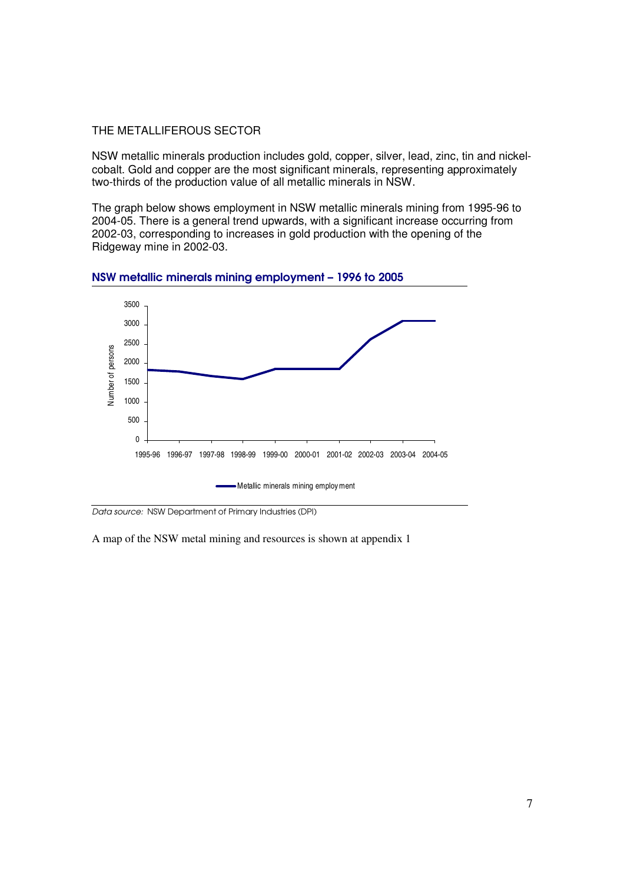THE METALLIFEROUS SECTOR

NSW metallic minerals production includes gold, copper, silver, lead, zinc, tin and nickel-cobalt. Gold and copper are the most significant minerals, representing approximately two-thirds of the production value of all metallic minerals in NSW.

The graph below shows employment in NSW metallic minerals mining from 1995-96 to 2004-05. There is a general trend upwards, with a significant increase occurring from 2002-03, corresponding to increases in gold production with the opening of the Ridgeway mine in 2002-03.

**NSW metallic minerals mining employment – 1996 to 2005**

*Data source:* NSW Department of Primary Industries (DPI)

A map of the NSW metal mining and resources is shown at appendix 1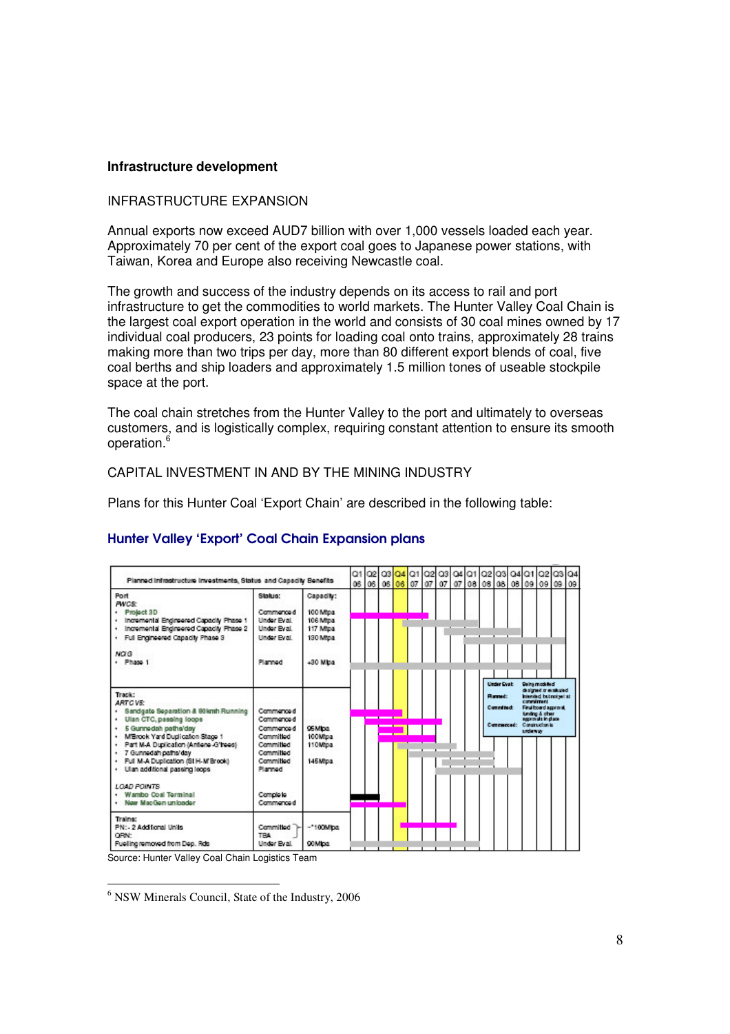**Infrastructure development**

INFRASTRUCTURE EXPANSION

Annual exports now exceed AUD7 billion with over 1,000 vessels loaded each year. Approximately 70 per cent of the export coal goes to Japanese power stations, with Taiwan, Korea and Europe also receiving Newcastle coal.

The growth and success of the industry depends on its access to rail and port infrastructure to get the commodities to world markets. The Hunter Valley Coal Chain is the largest coal export operation in the world and consists of 30 coal mines owned by 17 individual coal producers, 23 points for loading coal onto trains, approximately 28 trains making more than two trips per day, more than 80 different export blends of coal, five coal berths and ship loaders and approximately 1.5 million tones of useable stockpile space at the port.

The coal chain stretches from the Hunter Valley to the port and ultimately to overseas customers, and is logistically complex, requiring constant attention to ensure its smooth operation.[6]

CAPITAL INVESTMENT IN AND BY THE MINING INDUSTRY

Plans for this Hunter Coal 'Export Chain' are described in the following table:

## Hunter Valley 'Export' Coal Chain Expansion plans

| Planned Infrastructure Investments, Status and Capacity Benefits | Status: | Capacity: |
|---|---|---|
| **Port** | | |
| *PWCS:* | | |
| • Project 3D | Commenced | 100 Mtpa |
| • Incremental Engineered Capacity Phase 1 | Under Eval. | 106 Mtpa |
| • Incremental Engineered Capacity Phase 2 | Under Eval. | 117 Mtpa |
| • Full Engineered Capacity Phase 3 | Under Eval. | 130 Mtpa |
| *NCIG* | | |
| • Phase 1 | Planned | +30 Mtpa |
| **Track:** | | |
| *ARTC VS:* | | |
| • Sandgate Separation & 80kmh Running | Commenced | |
| • Ulan CTC, passing loops | Commenced | |
| • 5 Gunnedah paths/day | Commenced | 95Mtpa |
| • M'Brook Yard Duplication Stage 1 | Committed | 100Mtpa |
| • Part M-A Duplication (Antiene-G'trees) | Committed | 110Mtpa |
| • 7 Gunnedah paths/day | Committed | |
| • Full M-A Duplication (St H-M'Brook) | Committed | 145Mtpa |
| • Ulan additional passing loops | Planned | |
| *LOAD POINTS* | | |
| • Wambo Coal Terminal | Complete | |
| • New MacGen unloader | Commenced | |
| **Trains:** | | |
| PN:- 2 Additional Units | Committed | ~100Mtpa |
| QRN: | TBA | |
| Fuelling removed from Dep. Rds | Under Eval. | 90Mtpa |

Legend:

| Status | Meaning |
|---|---|
| Under Eval: | Being modelled designed or evaluated |
| Planned: | Intended but not yet at commitment |
| Committed: | Final board approval, funding & other approvals in place |
| Commenced: | Construction is underway |

Timeline columns: Q1 06 – Q4 09 (Q4 06 highlighted).

Source: Hunter Valley Coal Chain Logistics Team

[6] NSW Minerals Council, State of the Industry, 2006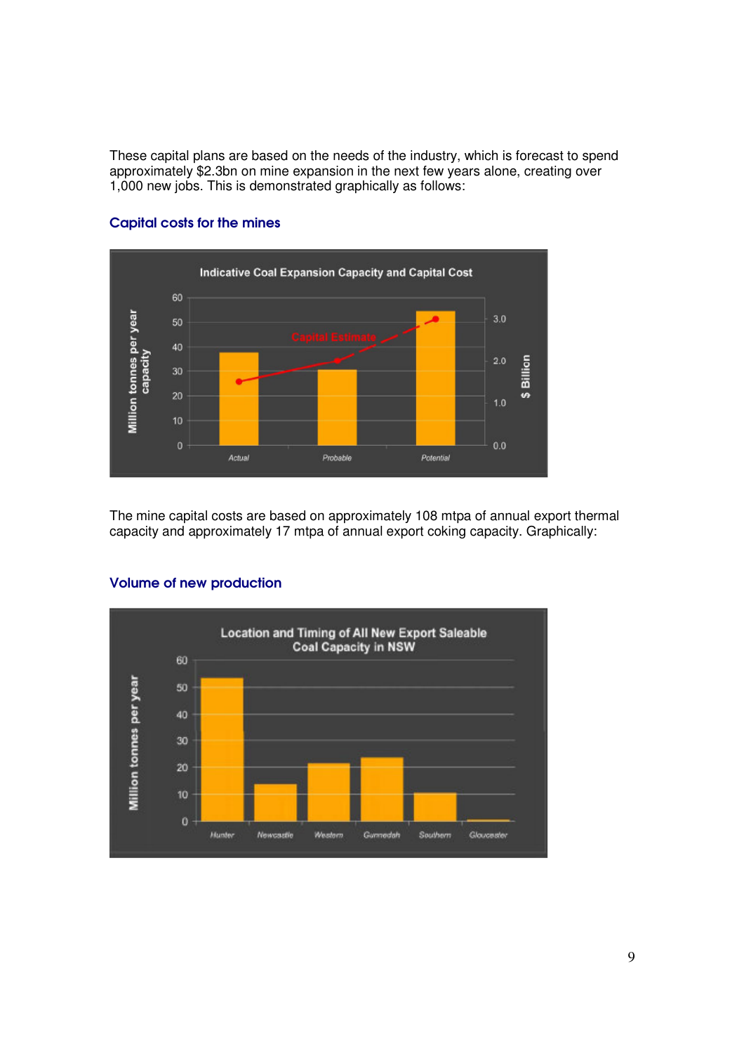These capital plans are based on the needs of the industry, which is forecast to spend approximately $2.3bn on mine expansion in the next few years alone, creating over 1,000 new jobs. This is demonstrated graphically as follows:

### Capital costs for the mines

The mine capital costs are based on approximately 108 mtpa of annual export thermal capacity and approximately 17 mtpa of annual export coking capacity. Graphically:

### Volume of new production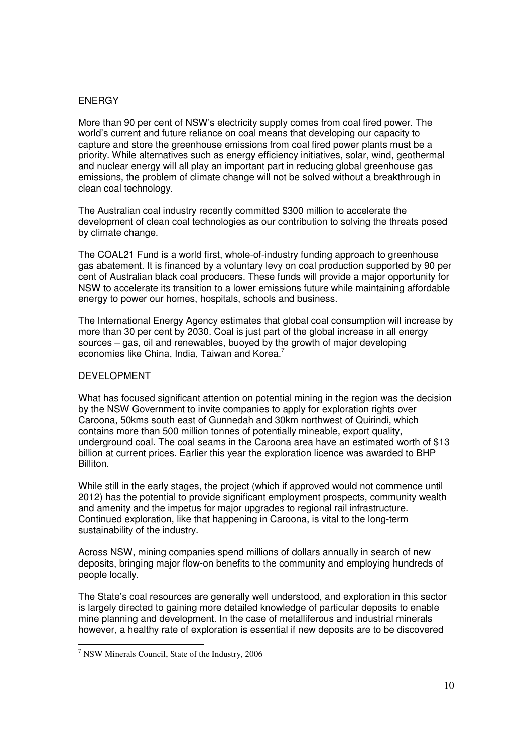## ENERGY

More than 90 per cent of NSW's electricity supply comes from coal fired power. The world's current and future reliance on coal means that developing our capacity to capture and store the greenhouse emissions from coal fired power plants must be a priority. While alternatives such as energy efficiency initiatives, solar, wind, geothermal and nuclear energy will all play an important part in reducing global greenhouse gas emissions, the problem of climate change will not be solved without a breakthrough in clean coal technology.

The Australian coal industry recently committed $300 million to accelerate the development of clean coal technologies as our contribution to solving the threats posed by climate change.

The COAL21 Fund is a world first, whole-of-industry funding approach to greenhouse gas abatement. It is financed by a voluntary levy on coal production supported by 90 per cent of Australian black coal producers. These funds will provide a major opportunity for NSW to accelerate its transition to a lower emissions future while maintaining affordable energy to power our homes, hospitals, schools and business.

The International Energy Agency estimates that global coal consumption will increase by more than 30 per cent by 2030. Coal is just part of the global increase in all energy sources – gas, oil and renewables, buoyed by the growth of major developing economies like China, India, Taiwan and Korea.[7]

## DEVELOPMENT

What has focused significant attention on potential mining in the region was the decision by the NSW Government to invite companies to apply for exploration rights over Caroona, 50kms south east of Gunnedah and 30km northwest of Quirindi, which contains more than 500 million tonnes of potentially mineable, export quality, underground coal. The coal seams in the Caroona area have an estimated worth of $13 billion at current prices. Earlier this year the exploration licence was awarded to BHP Billiton.

While still in the early stages, the project (which if approved would not commence until 2012) has the potential to provide significant employment prospects, community wealth and amenity and the impetus for major upgrades to regional rail infrastructure. Continued exploration, like that happening in Caroona, is vital to the long-term sustainability of the industry.

Across NSW, mining companies spend millions of dollars annually in search of new deposits, bringing major flow-on benefits to the community and employing hundreds of people locally.

The State's coal resources are generally well understood, and exploration in this sector is largely directed to gaining more detailed knowledge of particular deposits to enable mine planning and development. In the case of metalliferous and industrial minerals however, a healthy rate of exploration is essential if new deposits are to be discovered

---

[7] NSW Minerals Council, State of the Industry, 2006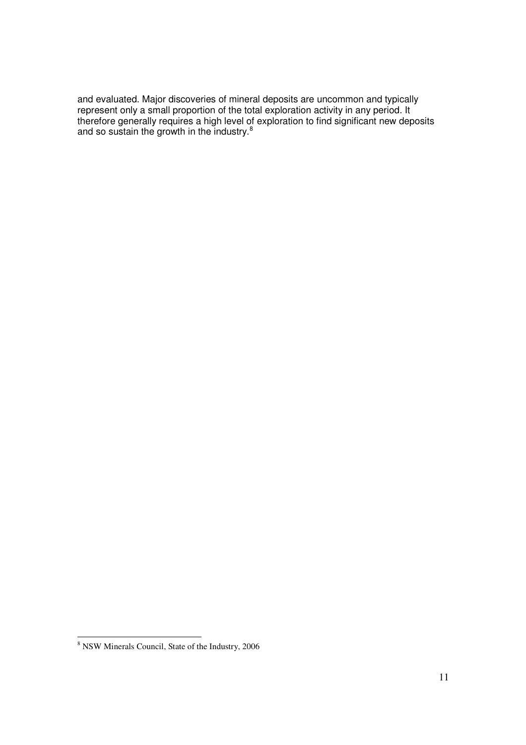and evaluated. Major discoveries of mineral deposits are uncommon and typically represent only a small proportion of the total exploration activity in any period. It therefore generally requires a high level of exploration to find significant new deposits and so sustain the growth in the industry.[8]

---

[8] NSW Minerals Council, State of the Industry, 2006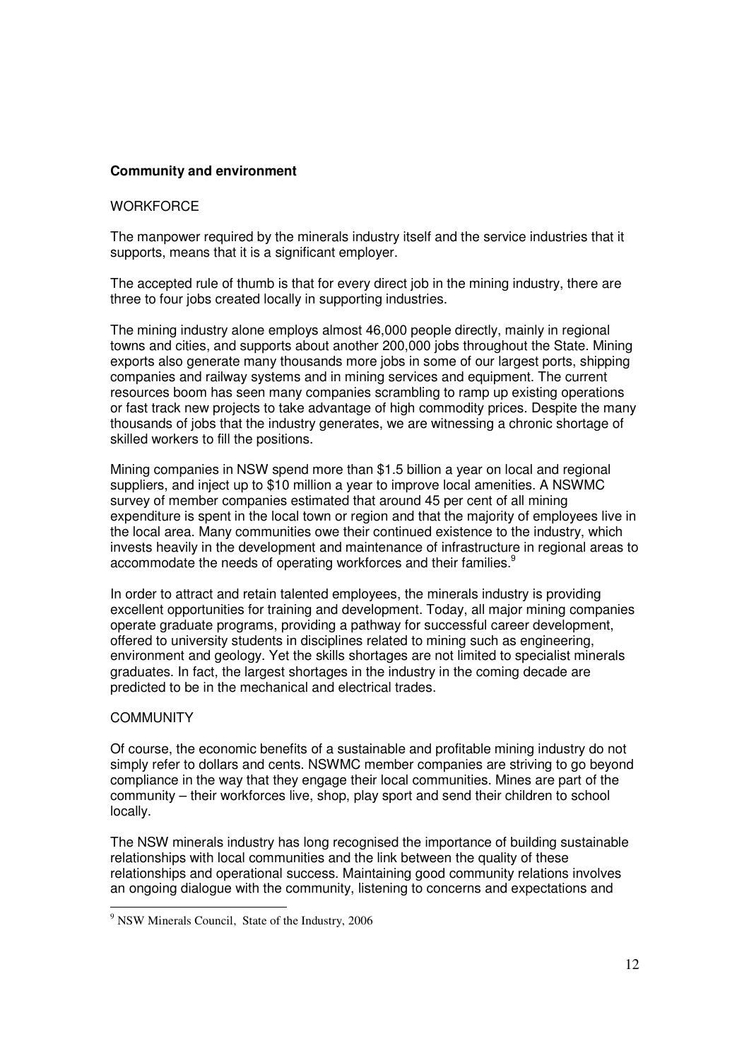**Community and environment**

WORKFORCE

The manpower required by the minerals industry itself and the service industries that it supports, means that it is a significant employer.

The accepted rule of thumb is that for every direct job in the mining industry, there are three to four jobs created locally in supporting industries.

The mining industry alone employs almost 46,000 people directly, mainly in regional towns and cities, and supports about another 200,000 jobs throughout the State. Mining exports also generate many thousands more jobs in some of our largest ports, shipping companies and railway systems and in mining services and equipment. The current resources boom has seen many companies scrambling to ramp up existing operations or fast track new projects to take advantage of high commodity prices. Despite the many thousands of jobs that the industry generates, we are witnessing a chronic shortage of skilled workers to fill the positions.

Mining companies in NSW spend more than $1.5 billion a year on local and regional suppliers, and inject up to $10 million a year to improve local amenities. A NSWMC survey of member companies estimated that around 45 per cent of all mining expenditure is spent in the local town or region and that the majority of employees live in the local area. Many communities owe their continued existence to the industry, which invests heavily in the development and maintenance of infrastructure in regional areas to accommodate the needs of operating workforces and their families.[9]

In order to attract and retain talented employees, the minerals industry is providing excellent opportunities for training and development. Today, all major mining companies operate graduate programs, providing a pathway for successful career development, offered to university students in disciplines related to mining such as engineering, environment and geology. Yet the skills shortages are not limited to specialist minerals graduates. In fact, the largest shortages in the industry in the coming decade are predicted to be in the mechanical and electrical trades.

COMMUNITY

Of course, the economic benefits of a sustainable and profitable mining industry do not simply refer to dollars and cents. NSWMC member companies are striving to go beyond compliance in the way that they engage their local communities. Mines are part of the community – their workforces live, shop, play sport and send their children to school locally.

The NSW minerals industry has long recognised the importance of building sustainable relationships with local communities and the link between the quality of these relationships and operational success. Maintaining good community relations involves an ongoing dialogue with the community, listening to concerns and expectations and

[9] NSW Minerals Council, State of the Industry, 2006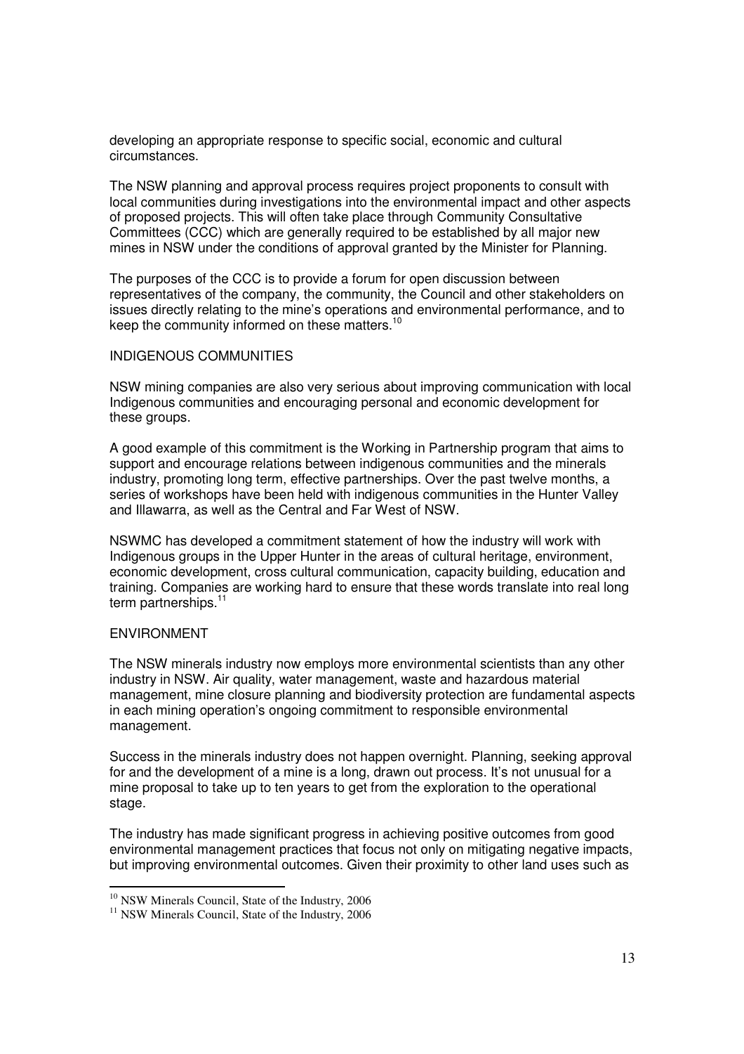developing an appropriate response to specific social, economic and cultural circumstances.

The NSW planning and approval process requires project proponents to consult with local communities during investigations into the environmental impact and other aspects of proposed projects. This will often take place through Community Consultative Committees (CCC) which are generally required to be established by all major new mines in NSW under the conditions of approval granted by the Minister for Planning.

The purposes of the CCC is to provide a forum for open discussion between representatives of the company, the community, the Council and other stakeholders on issues directly relating to the mine's operations and environmental performance, and to keep the community informed on these matters.[10]

## INDIGENOUS COMMUNITIES

NSW mining companies are also very serious about improving communication with local Indigenous communities and encouraging personal and economic development for these groups.

A good example of this commitment is the Working in Partnership program that aims to support and encourage relations between indigenous communities and the minerals industry, promoting long term, effective partnerships. Over the past twelve months, a series of workshops have been held with indigenous communities in the Hunter Valley and Illawarra, as well as the Central and Far West of NSW.

NSWMC has developed a commitment statement of how the industry will work with Indigenous groups in the Upper Hunter in the areas of cultural heritage, environment, economic development, cross cultural communication, capacity building, education and training. Companies are working hard to ensure that these words translate into real long term partnerships.[11]

## ENVIRONMENT

The NSW minerals industry now employs more environmental scientists than any other industry in NSW. Air quality, water management, waste and hazardous material management, mine closure planning and biodiversity protection are fundamental aspects in each mining operation's ongoing commitment to responsible environmental management.

Success in the minerals industry does not happen overnight. Planning, seeking approval for and the development of a mine is a long, drawn out process. It's not unusual for a mine proposal to take up to ten years to get from the exploration to the operational stage.

The industry has made significant progress in achieving positive outcomes from good environmental management practices that focus not only on mitigating negative impacts, but improving environmental outcomes. Given their proximity to other land uses such as

---

[10] NSW Minerals Council, State of the Industry, 2006

[11] NSW Minerals Council, State of the Industry, 2006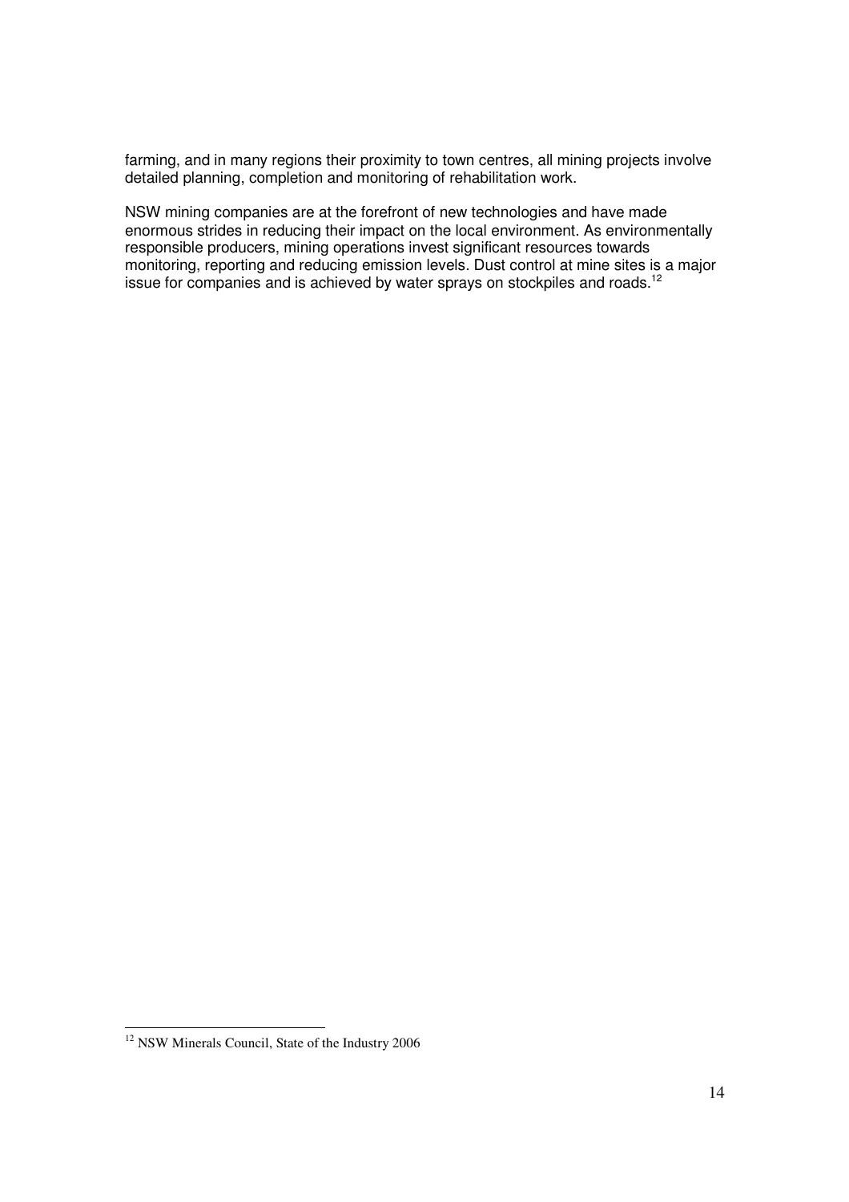farming, and in many regions their proximity to town centres, all mining projects involve detailed planning, completion and monitoring of rehabilitation work.

NSW mining companies are at the forefront of new technologies and have made enormous strides in reducing their impact on the local environment. As environmentally responsible producers, mining operations invest significant resources towards monitoring, reporting and reducing emission levels. Dust control at mine sites is a major issue for companies and is achieved by water sprays on stockpiles and roads.[12]

---

[12] NSW Minerals Council, State of the Industry 2006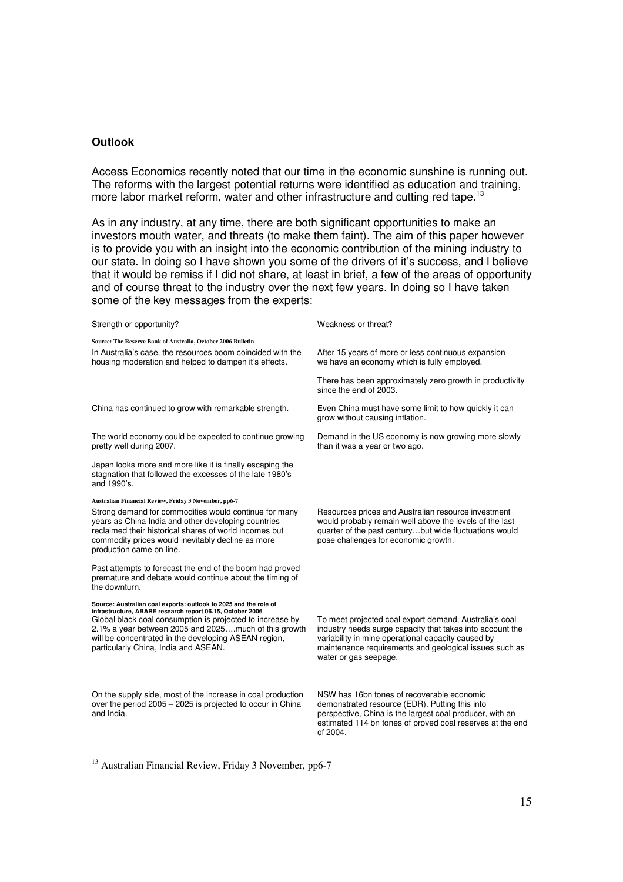## Outlook

Access Economics recently noted that our time in the economic sunshine is running out. The reforms with the largest potential returns were identified as education and training, more labor market reform, water and other infrastructure and cutting red tape.[13]

As in any industry, at any time, there are both significant opportunities to make an investors mouth water, and threats (to make them faint). The aim of this paper however is to provide you with an insight into the economic contribution of the mining industry to our state. In doing so I have shown you some of the drivers of it's success, and I believe that it would be remiss if I did not share, at least in brief, a few of the areas of opportunity and of course threat to the industry over the next few years. In doing so I have taken some of the key messages from the experts:

| Strength or opportunity? | Weakness or threat? |
|---|---|
| **Source: The Reserve Bank of Australia, October 2006 Bulletin** | |
| In Australia's case, the resources boom coincided with the housing moderation and helped to dampen it's effects. | After 15 years of more or less continuous expansion we have an economy which is fully employed. |
| | There has been approximately zero growth in productivity since the end of 2003. |
| China has continued to grow with remarkable strength. | Even China must have some limit to how quickly it can grow without causing inflation. |
| The world economy could be expected to continue growing pretty well during 2007. | Demand in the US economy is now growing more slowly than it was a year or two ago. |
| Japan looks more and more like it is finally escaping the stagnation that followed the excesses of the late 1980's and 1990's. | |
| **Australian Financial Review, Friday 3 November, pp6-7** | |
| Strong demand for commodities would continue for many years as China India and other developing countries reclaimed their historical shares of world incomes but commodity prices would inevitably decline as more production came on line. | Resources prices and Australian resource investment would probably remain well above the levels of the last quarter of the past century…but wide fluctuations would pose challenges for economic growth. |
| Past attempts to forecast the end of the boom had proved premature and debate would continue about the timing of the downturn. | |
| **Source: Australian coal exports: outlook to 2025 and the role of infrastructure, ABARE research report 06.15, October 2006** | |
| Global black coal consumption is projected to increase by 2.1% a year between 2005 and 2025….much of this growth will be concentrated in the developing ASEAN region, particularly China, India and ASEAN. | To meet projected coal export demand, Australia's coal industry needs surge capacity that takes into account the variability in mine operational capacity caused by maintenance requirements and geological issues such as water or gas seepage. |
| On the supply side, most of the increase in coal production over the period 2005 – 2025 is projected to occur in China and India. | NSW has 16bn tones of recoverable economic demonstrated resource (EDR). Putting this into perspective, China is the largest coal producer, with an estimated 114 bn tones of proved coal reserves at the end of 2004. |

[13] Australian Financial Review, Friday 3 November, pp6-7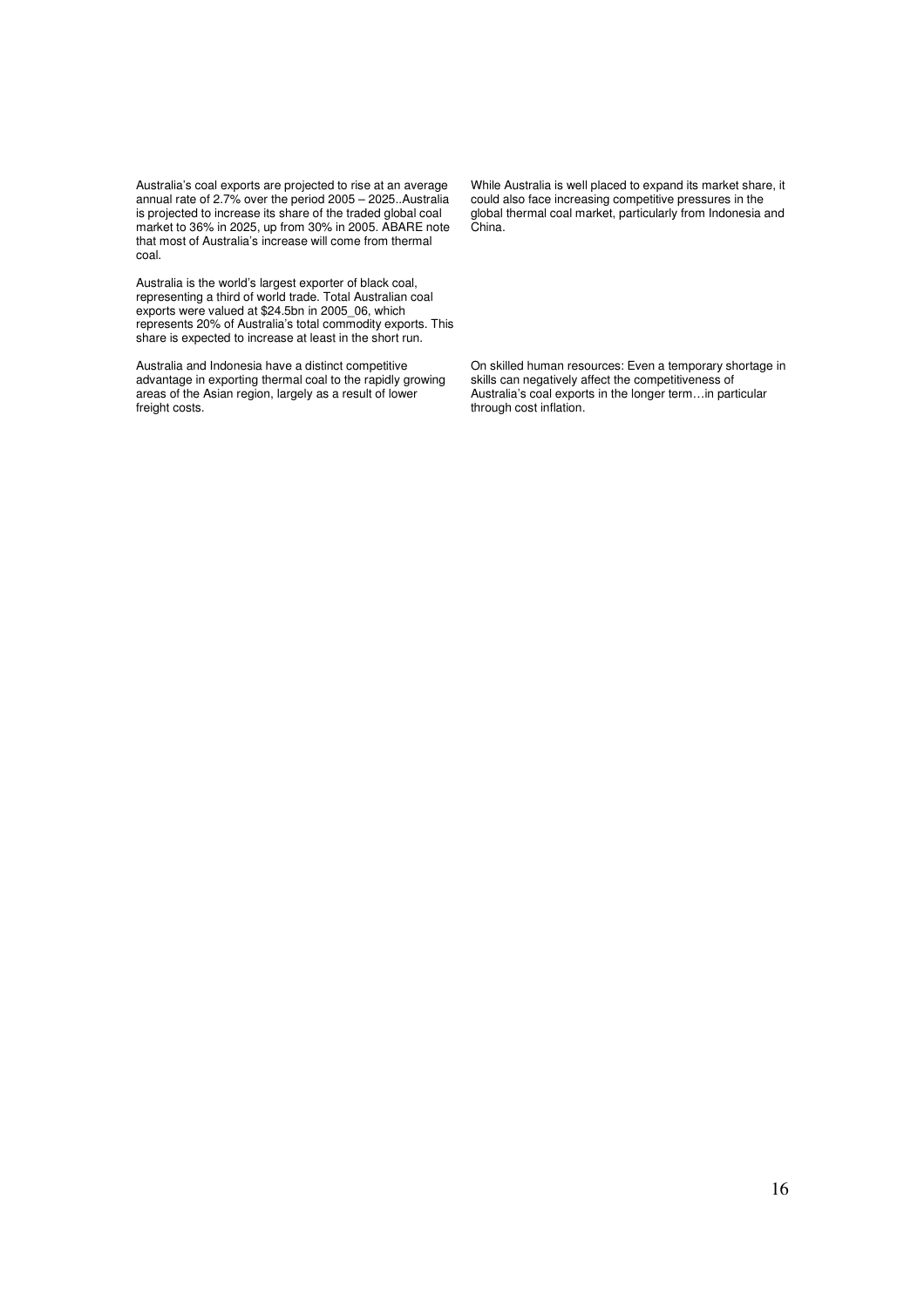Australia's coal exports are projected to rise at an average annual rate of 2.7% over the period 2005 – 2025..Australia is projected to increase its share of the traded global coal market to 36% in 2025, up from 30% in 2005. ABARE note that most of Australia's increase will come from thermal coal.

Australia is the world's largest exporter of black coal, representing a third of world trade. Total Australian coal exports were valued at $24.5bn in 2005_06, which represents 20% of Australia's total commodity exports. This share is expected to increase at least in the short run.

Australia and Indonesia have a distinct competitive advantage in exporting thermal coal to the rapidly growing areas of the Asian region, largely as a result of lower freight costs.

While Australia is well placed to expand its market share, it could also face increasing competitive pressures in the global thermal coal market, particularly from Indonesia and China.

On skilled human resources: Even a temporary shortage in skills can negatively affect the competitiveness of Australia's coal exports in the longer term…in particular through cost inflation.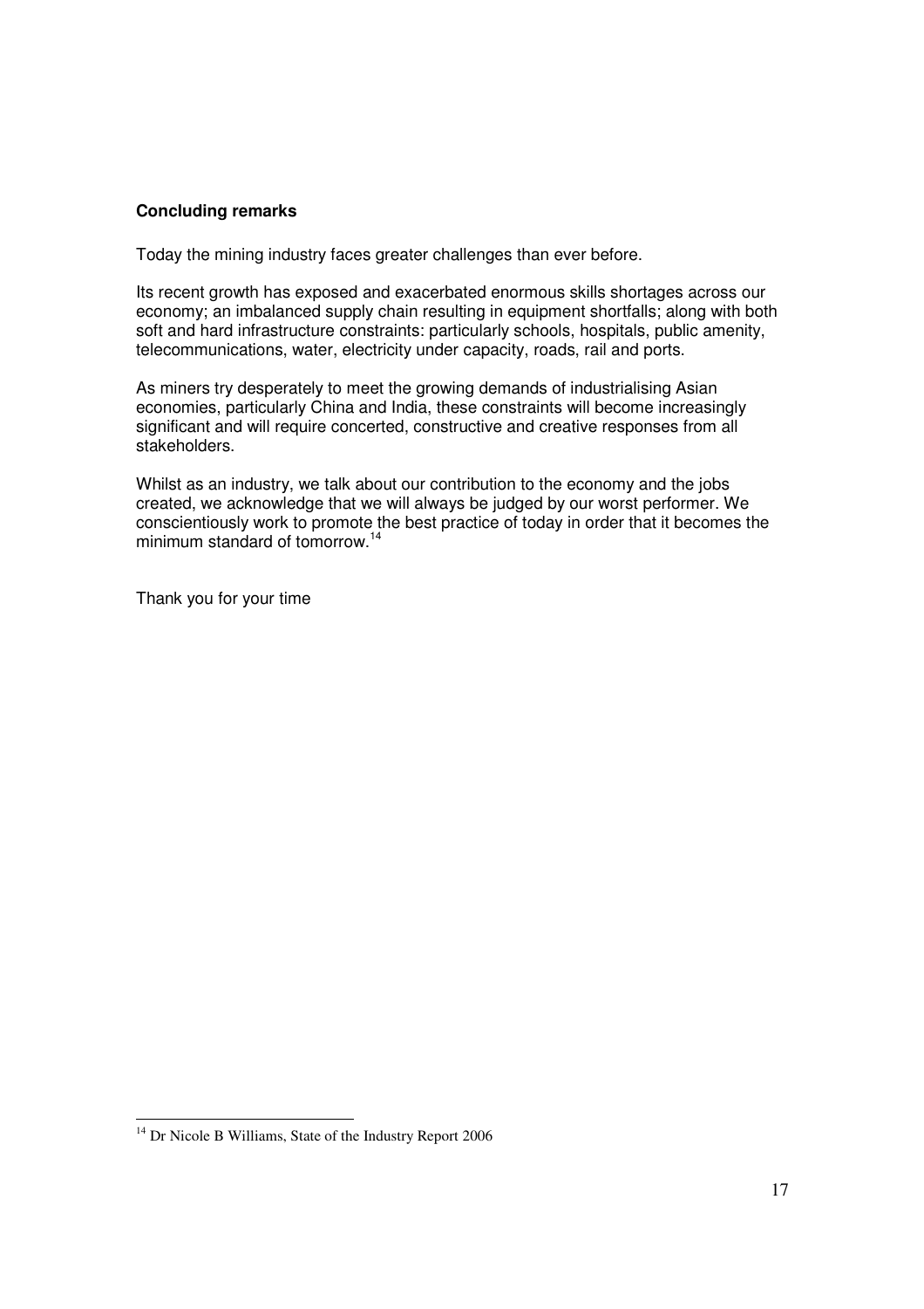**Concluding remarks**

Today the mining industry faces greater challenges than ever before.

Its recent growth has exposed and exacerbated enormous skills shortages across our economy; an imbalanced supply chain resulting in equipment shortfalls; along with both soft and hard infrastructure constraints: particularly schools, hospitals, public amenity, telecommunications, water, electricity under capacity, roads, rail and ports.

As miners try desperately to meet the growing demands of industrialising Asian economies, particularly China and India, these constraints will become increasingly significant and will require concerted, constructive and creative responses from all stakeholders.

Whilst as an industry, we talk about our contribution to the economy and the jobs created, we acknowledge that we will always be judged by our worst performer. We conscientiously work to promote the best practice of today in order that it becomes the minimum standard of tomorrow.[14]

Thank you for your time

---

[14] Dr Nicole B Williams, State of the Industry Report 2006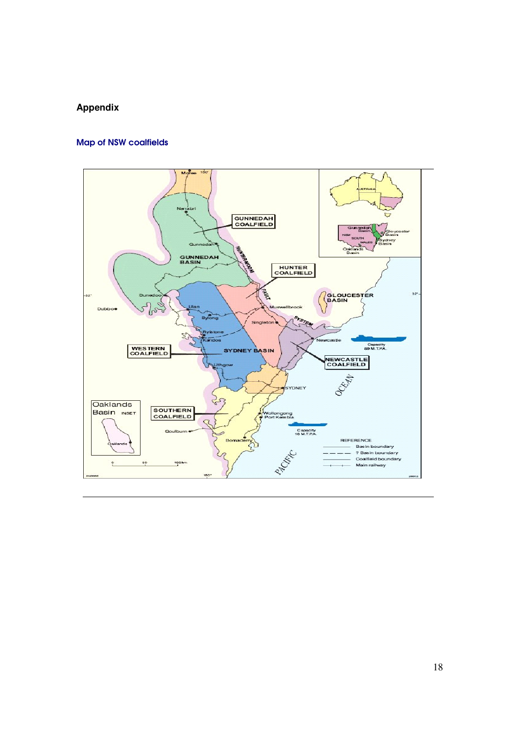## Appendix

### Map of NSW coalfields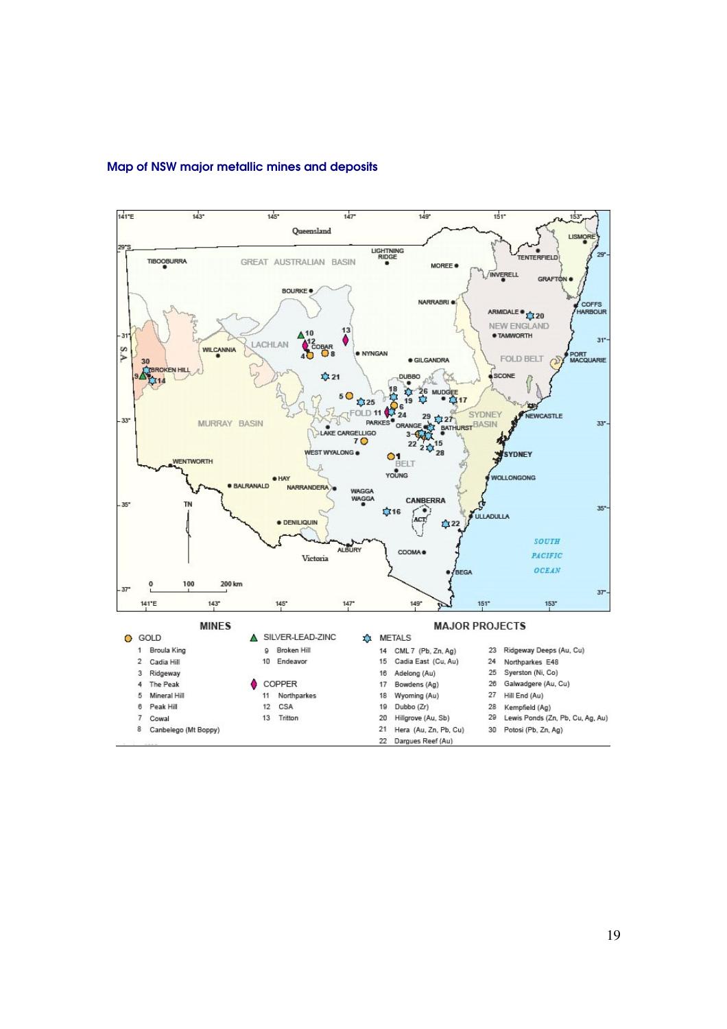### Map of NSW major metallic mines and deposits

**MINES**

**GOLD**
1 Broula King
2 Cadia Hill
3 Ridgeway
4 The Peak
5 Mineral Hill
6 Peak Hill
7 Cowal
8 Canbelego (Mt Boppy)

**SILVER-LEAD-ZINC**
9 Broken Hill
10 Endeavor

**COPPER**
11 Northparkes
12 CSA
13 Tritton

**MAJOR PROJECTS**

**METALS**
14 CML 7 (Pb, Zn, Ag)
15 Cadia East (Cu, Au)
16 Adelong (Au)
17 Bowdens (Ag)
18 Wyoming (Au)
19 Dubbo (Zr)
20 Hillgrove (Au, Sb)
21 Hera (Au, Zn, Pb, Cu)
22 Dargues Reef (Au)
23 Ridgeway Deeps (Au, Cu)
24 Northparkes E48
25 Syerston (Ni, Co)
26 Galwadgere (Au, Cu)
27 Hill End (Au)
28 Kempfield (Ag)
29 Lewis Ponds (Zn, Pb, Cu, Ag, Au)
30 Potosi (Pb, Zn, Ag)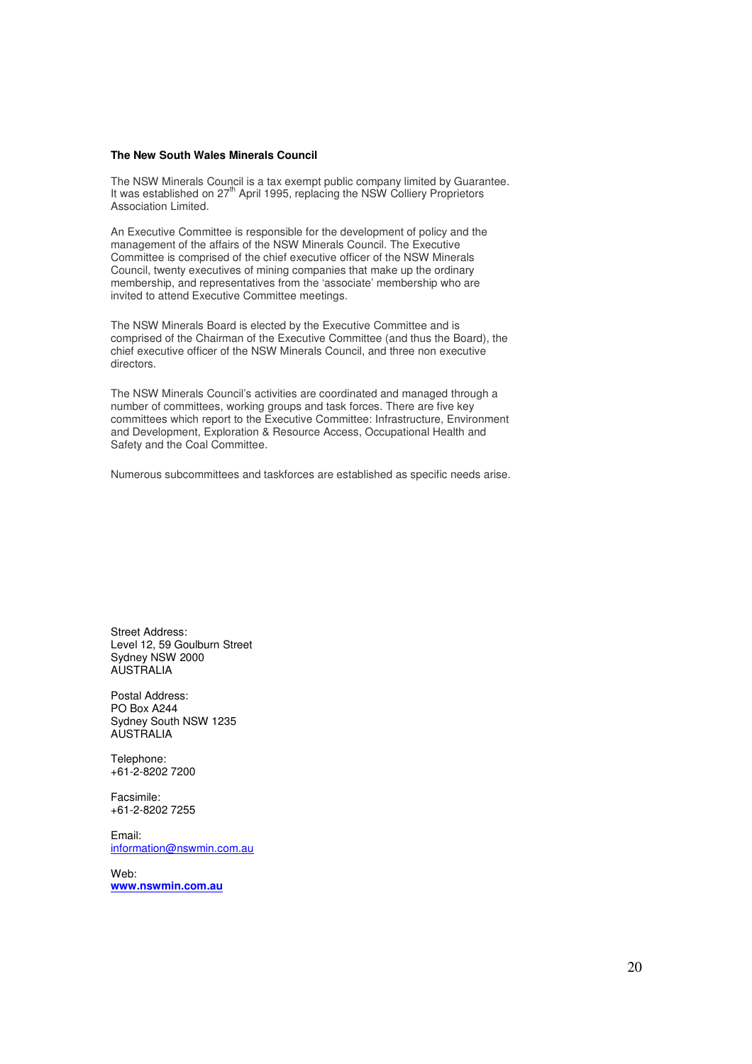**The New South Wales Minerals Council**

The NSW Minerals Council is a tax exempt public company limited by Guarantee. It was established on 27th April 1995, replacing the NSW Colliery Proprietors Association Limited.

An Executive Committee is responsible for the development of policy and the management of the affairs of the NSW Minerals Council. The Executive Committee is comprised of the chief executive officer of the NSW Minerals Council, twenty executives of mining companies that make up the ordinary membership, and representatives from the 'associate' membership who are invited to attend Executive Committee meetings.

The NSW Minerals Board is elected by the Executive Committee and is comprised of the Chairman of the Executive Committee (and thus the Board), the chief executive officer of the NSW Minerals Council, and three non executive directors.

The NSW Minerals Council's activities are coordinated and managed through a number of committees, working groups and task forces. There are five key committees which report to the Executive Committee: Infrastructure, Environment and Development, Exploration & Resource Access, Occupational Health and Safety and the Coal Committee.

Numerous subcommittees and taskforces are established as specific needs arise.

Street Address:
Level 12, 59 Goulburn Street
Sydney NSW 2000
AUSTRALIA

Postal Address:
PO Box A244
Sydney South NSW 1235
AUSTRALIA

Telephone:
+61-2-8202 7200

Facsimile:
+61-2-8202 7255

Email:
information@nswmin.com.au

Web:
**www.nswmin.com.au**